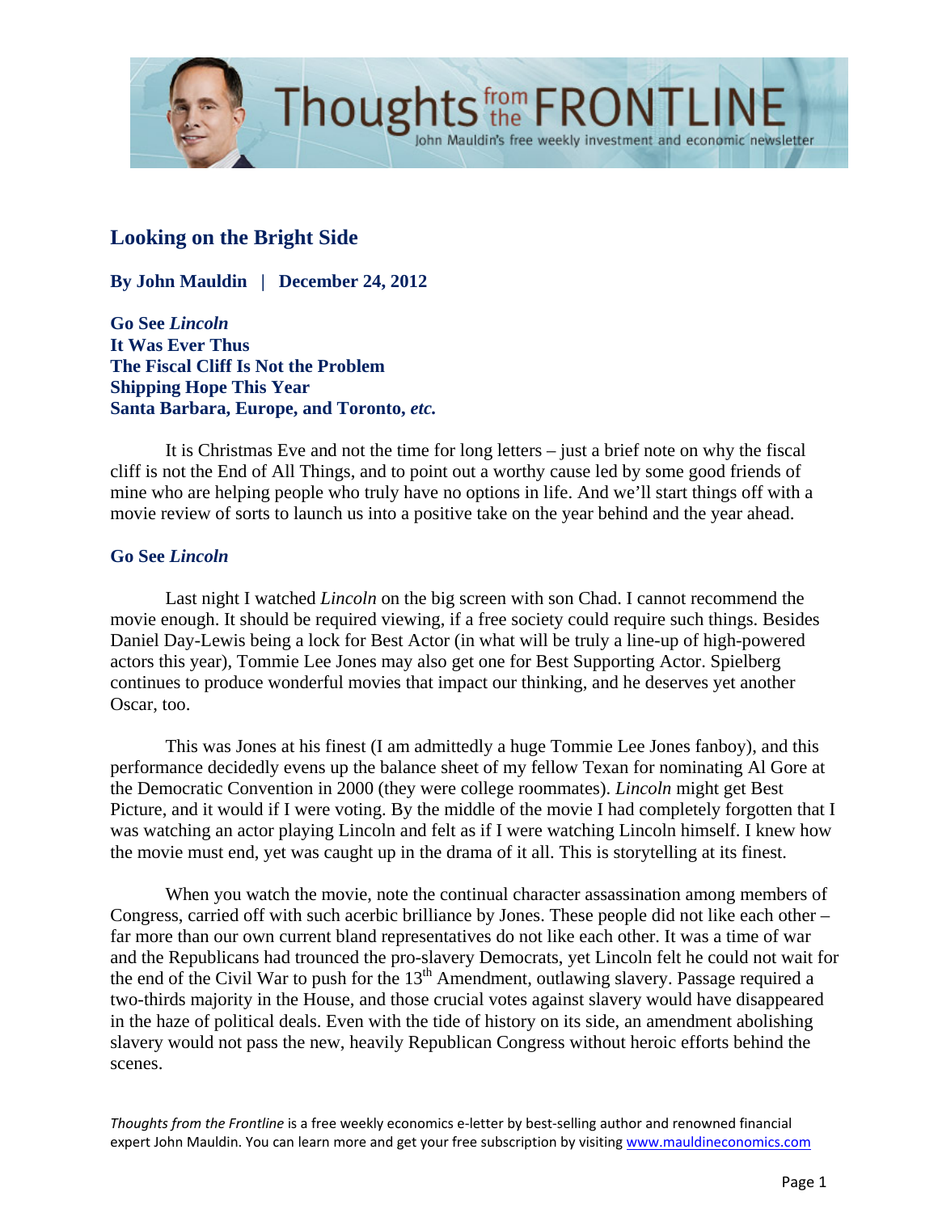## Looking on the Bright Side

**By John Mauldin | December 24, 2012**

**Go See *Lincoln***
**It Was Ever Thus**
**The Fiscal Cliff Is Not the Problem**
**Shipping Hope This Year**
**Santa Barbara, Europe, and Toronto, *etc.***

It is Christmas Eve and not the time for long letters – just a brief note on why the fiscal cliff is not the End of All Things, and to point out a worthy cause led by some good friends of mine who are helping people who truly have no options in life. And we'll start things off with a movie review of sorts to launch us into a positive take on the year behind and the year ahead.

### Go See *Lincoln*

Last night I watched *Lincoln* on the big screen with son Chad. I cannot recommend the movie enough. It should be required viewing, if a free society could require such things. Besides Daniel Day-Lewis being a lock for Best Actor (in what will be truly a line-up of high-powered actors this year), Tommie Lee Jones may also get one for Best Supporting Actor. Spielberg continues to produce wonderful movies that impact our thinking, and he deserves yet another Oscar, too.

This was Jones at his finest (I am admittedly a huge Tommie Lee Jones fanboy), and this performance decidedly evens up the balance sheet of my fellow Texan for nominating Al Gore at the Democratic Convention in 2000 (they were college roommates). *Lincoln* might get Best Picture, and it would if I were voting. By the middle of the movie I had completely forgotten that I was watching an actor playing Lincoln and felt as if I were watching Lincoln himself. I knew how the movie must end, yet was caught up in the drama of it all. This is storytelling at its finest.

When you watch the movie, note the continual character assassination among members of Congress, carried off with such acerbic brilliance by Jones. These people did not like each other – far more than our own current bland representatives do not like each other. It was a time of war and the Republicans had trounced the pro-slavery Democrats, yet Lincoln felt he could not wait for the end of the Civil War to push for the 13th Amendment, outlawing slavery. Passage required a two-thirds majority in the House, and those crucial votes against slavery would have disappeared in the haze of political deals. Even with the tide of history on its side, an amendment abolishing slavery would not pass the new, heavily Republican Congress without heroic efforts behind the scenes.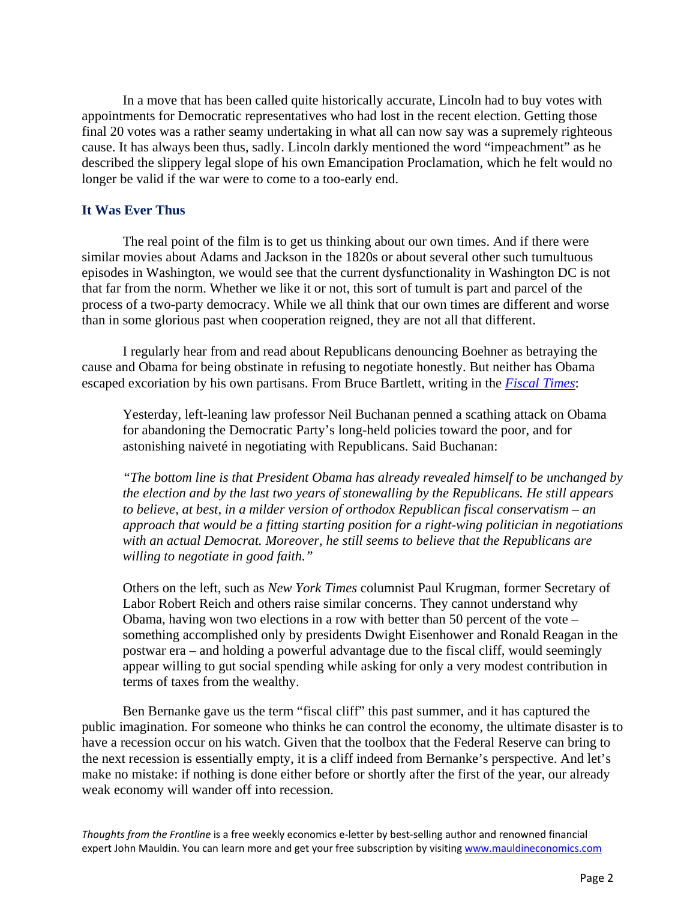In a move that has been called quite historically accurate, Lincoln had to buy votes with appointments for Democratic representatives who had lost in the recent election. Getting those final 20 votes was a rather seamy undertaking in what all can now say was a supremely righteous cause. It has always been thus, sadly. Lincoln darkly mentioned the word "impeachment" as he described the slippery legal slope of his own Emancipation Proclamation, which he felt would no longer be valid if the war were to come to a too-early end.

## It Was Ever Thus

The real point of the film is to get us thinking about our own times. And if there were similar movies about Adams and Jackson in the 1820s or about several other such tumultuous episodes in Washington, we would see that the current dysfunctionality in Washington DC is not that far from the norm. Whether we like it or not, this sort of tumult is part and parcel of the process of a two-party democracy. While we all think that our own times are different and worse than in some glorious past when cooperation reigned, they are not all that different.

I regularly hear from and read about Republicans denouncing Boehner as betraying the cause and Obama for being obstinate in refusing to negotiate honestly. But neither has Obama escaped excoriation by his own partisans. From Bruce Bartlett, writing in the [*Fiscal Times*]():

> Yesterday, left-leaning law professor Neil Buchanan penned a scathing attack on Obama for abandoning the Democratic Party's long-held policies toward the poor, and for astonishing naiveté in negotiating with Republicans. Said Buchanan:
>
> *"The bottom line is that President Obama has already revealed himself to be unchanged by the election and by the last two years of stonewalling by the Republicans. He still appears to believe, at best, in a milder version of orthodox Republican fiscal conservatism – an approach that would be a fitting starting position for a right-wing politician in negotiations with an actual Democrat. Moreover, he still seems to believe that the Republicans are willing to negotiate in good faith."*
>
> Others on the left, such as *New York Times* columnist Paul Krugman, former Secretary of Labor Robert Reich and others raise similar concerns. They cannot understand why Obama, having won two elections in a row with better than 50 percent of the vote – something accomplished only by presidents Dwight Eisenhower and Ronald Reagan in the postwar era – and holding a powerful advantage due to the fiscal cliff, would seemingly appear willing to gut social spending while asking for only a very modest contribution in terms of taxes from the wealthy.

Ben Bernanke gave us the term "fiscal cliff" this past summer, and it has captured the public imagination. For someone who thinks he can control the economy, the ultimate disaster is to have a recession occur on his watch. Given that the toolbox that the Federal Reserve can bring to the next recession is essentially empty, it is a cliff indeed from Bernanke's perspective. And let's make no mistake: if nothing is done either before or shortly after the first of the year, our already weak economy will wander off into recession.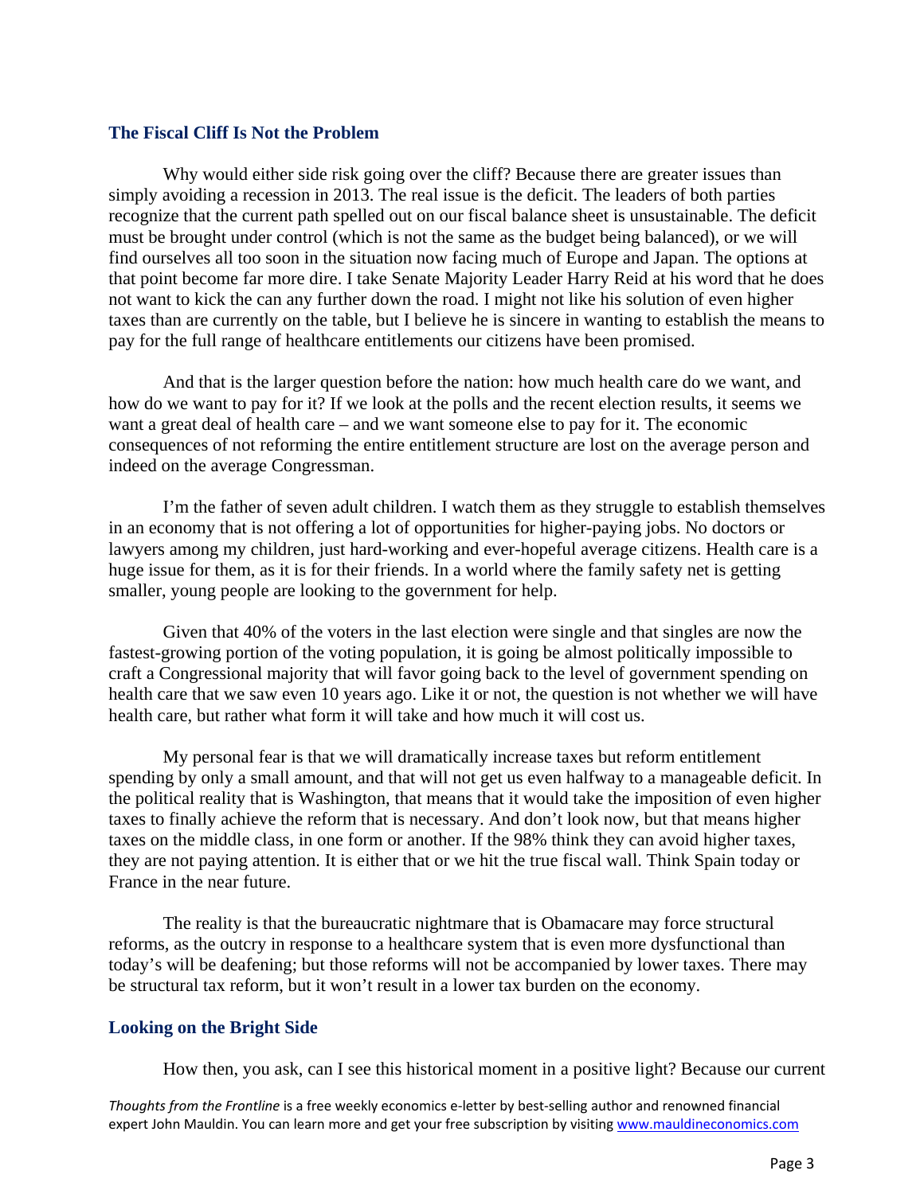## The Fiscal Cliff Is Not the Problem

Why would either side risk going over the cliff? Because there are greater issues than simply avoiding a recession in 2013. The real issue is the deficit. The leaders of both parties recognize that the current path spelled out on our fiscal balance sheet is unsustainable. The deficit must be brought under control (which is not the same as the budget being balanced), or we will find ourselves all too soon in the situation now facing much of Europe and Japan. The options at that point become far more dire. I take Senate Majority Leader Harry Reid at his word that he does not want to kick the can any further down the road. I might not like his solution of even higher taxes than are currently on the table, but I believe he is sincere in wanting to establish the means to pay for the full range of healthcare entitlements our citizens have been promised.

And that is the larger question before the nation: how much health care do we want, and how do we want to pay for it? If we look at the polls and the recent election results, it seems we want a great deal of health care – and we want someone else to pay for it. The economic consequences of not reforming the entire entitlement structure are lost on the average person and indeed on the average Congressman.

I'm the father of seven adult children. I watch them as they struggle to establish themselves in an economy that is not offering a lot of opportunities for higher-paying jobs. No doctors or lawyers among my children, just hard-working and ever-hopeful average citizens. Health care is a huge issue for them, as it is for their friends. In a world where the family safety net is getting smaller, young people are looking to the government for help.

Given that 40% of the voters in the last election were single and that singles are now the fastest-growing portion of the voting population, it is going be almost politically impossible to craft a Congressional majority that will favor going back to the level of government spending on health care that we saw even 10 years ago. Like it or not, the question is not whether we will have health care, but rather what form it will take and how much it will cost us.

My personal fear is that we will dramatically increase taxes but reform entitlement spending by only a small amount, and that will not get us even halfway to a manageable deficit. In the political reality that is Washington, that means that it would take the imposition of even higher taxes to finally achieve the reform that is necessary. And don't look now, but that means higher taxes on the middle class, in one form or another. If the 98% think they can avoid higher taxes, they are not paying attention. It is either that or we hit the true fiscal wall. Think Spain today or France in the near future.

The reality is that the bureaucratic nightmare that is Obamacare may force structural reforms, as the outcry in response to a healthcare system that is even more dysfunctional than today's will be deafening; but those reforms will not be accompanied by lower taxes. There may be structural tax reform, but it won't result in a lower tax burden on the economy.

## Looking on the Bright Side

How then, you ask, can I see this historical moment in a positive light? Because our current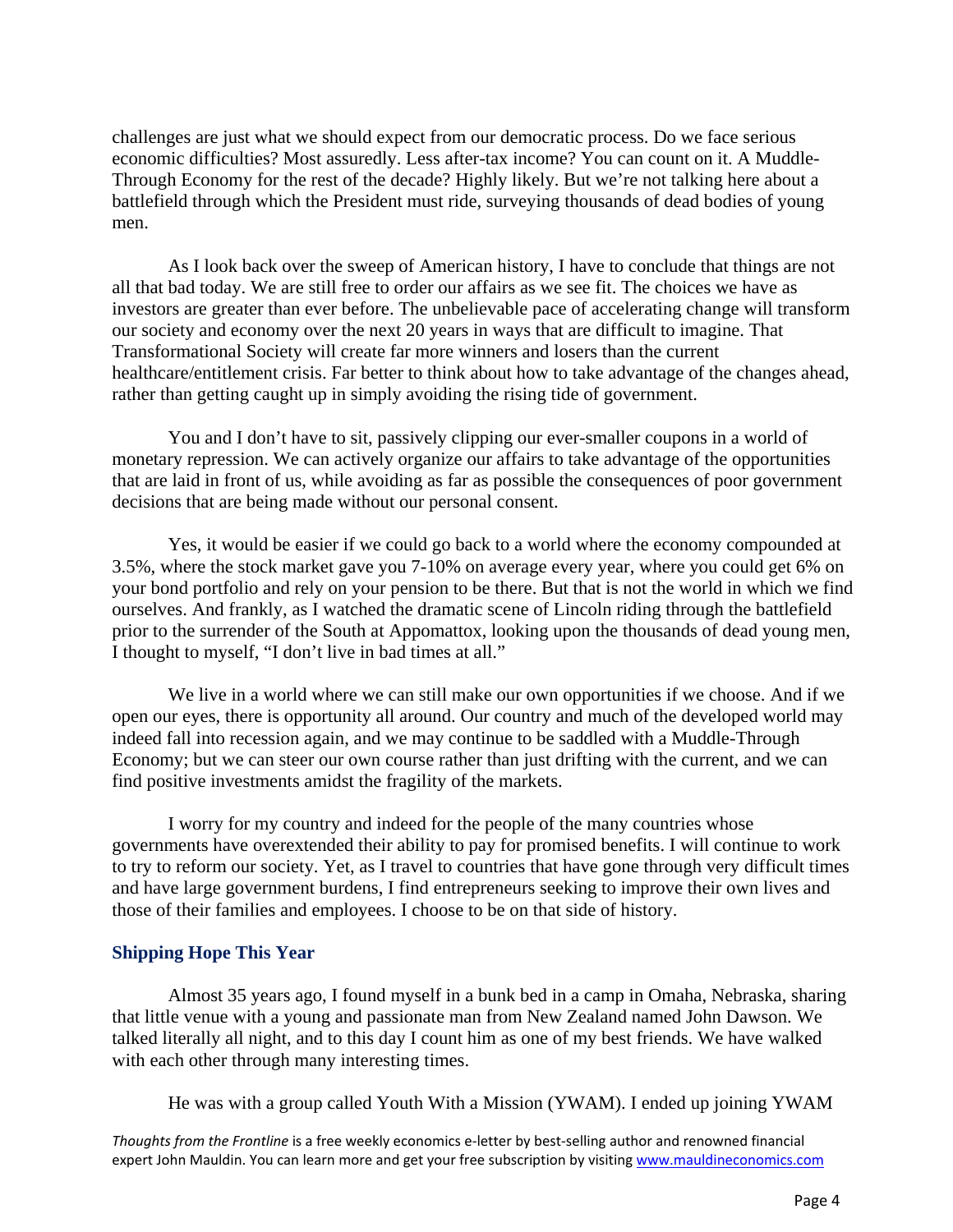challenges are just what we should expect from our democratic process. Do we face serious economic difficulties? Most assuredly. Less after-tax income? You can count on it. A Muddle-Through Economy for the rest of the decade? Highly likely. But we're not talking here about a battlefield through which the President must ride, surveying thousands of dead bodies of young men.

As I look back over the sweep of American history, I have to conclude that things are not all that bad today. We are still free to order our affairs as we see fit. The choices we have as investors are greater than ever before. The unbelievable pace of accelerating change will transform our society and economy over the next 20 years in ways that are difficult to imagine. That Transformational Society will create far more winners and losers than the current healthcare/entitlement crisis. Far better to think about how to take advantage of the changes ahead, rather than getting caught up in simply avoiding the rising tide of government.

You and I don't have to sit, passively clipping our ever-smaller coupons in a world of monetary repression. We can actively organize our affairs to take advantage of the opportunities that are laid in front of us, while avoiding as far as possible the consequences of poor government decisions that are being made without our personal consent.

Yes, it would be easier if we could go back to a world where the economy compounded at 3.5%, where the stock market gave you 7-10% on average every year, where you could get 6% on your bond portfolio and rely on your pension to be there. But that is not the world in which we find ourselves. And frankly, as I watched the dramatic scene of Lincoln riding through the battlefield prior to the surrender of the South at Appomattox, looking upon the thousands of dead young men, I thought to myself, "I don't live in bad times at all."

We live in a world where we can still make our own opportunities if we choose. And if we open our eyes, there is opportunity all around. Our country and much of the developed world may indeed fall into recession again, and we may continue to be saddled with a Muddle-Through Economy; but we can steer our own course rather than just drifting with the current, and we can find positive investments amidst the fragility of the markets.

I worry for my country and indeed for the people of the many countries whose governments have overextended their ability to pay for promised benefits. I will continue to work to try to reform our society. Yet, as I travel to countries that have gone through very difficult times and have large government burdens, I find entrepreneurs seeking to improve their own lives and those of their families and employees. I choose to be on that side of history.

### Shipping Hope This Year

Almost 35 years ago, I found myself in a bunk bed in a camp in Omaha, Nebraska, sharing that little venue with a young and passionate man from New Zealand named John Dawson. We talked literally all night, and to this day I count him as one of my best friends. We have walked with each other through many interesting times.

He was with a group called Youth With a Mission (YWAM). I ended up joining YWAM

*Thoughts from the Frontline* is a free weekly economics e-letter by best-selling author and renowned financial expert John Mauldin. You can learn more and get your free subscription by visiting www.mauldineconomics.com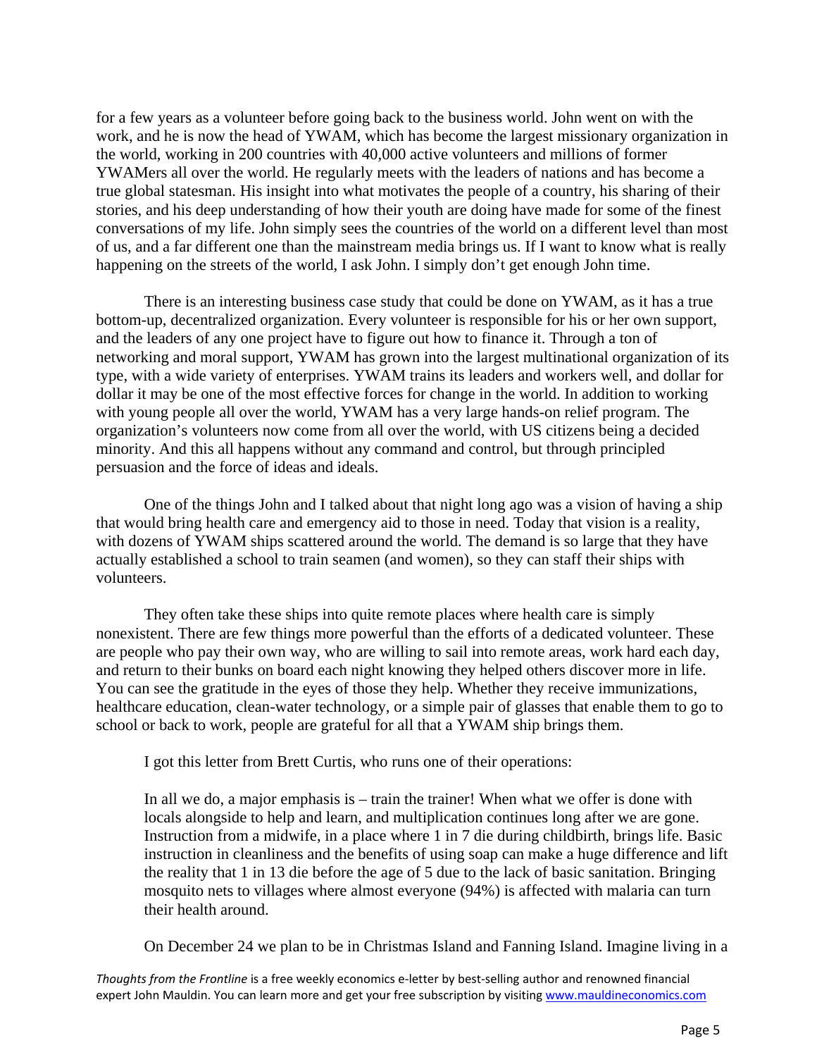for a few years as a volunteer before going back to the business world. John went on with the work, and he is now the head of YWAM, which has become the largest missionary organization in the world, working in 200 countries with 40,000 active volunteers and millions of former YWAMers all over the world. He regularly meets with the leaders of nations and has become a true global statesman. His insight into what motivates the people of a country, his sharing of their stories, and his deep understanding of how their youth are doing have made for some of the finest conversations of my life. John simply sees the countries of the world on a different level than most of us, and a far different one than the mainstream media brings us. If I want to know what is really happening on the streets of the world, I ask John. I simply don't get enough John time.

There is an interesting business case study that could be done on YWAM, as it has a true bottom-up, decentralized organization. Every volunteer is responsible for his or her own support, and the leaders of any one project have to figure out how to finance it. Through a ton of networking and moral support, YWAM has grown into the largest multinational organization of its type, with a wide variety of enterprises. YWAM trains its leaders and workers well, and dollar for dollar it may be one of the most effective forces for change in the world. In addition to working with young people all over the world, YWAM has a very large hands-on relief program. The organization's volunteers now come from all over the world, with US citizens being a decided minority. And this all happens without any command and control, but through principled persuasion and the force of ideas and ideals.

One of the things John and I talked about that night long ago was a vision of having a ship that would bring health care and emergency aid to those in need. Today that vision is a reality, with dozens of YWAM ships scattered around the world. The demand is so large that they have actually established a school to train seamen (and women), so they can staff their ships with volunteers.

They often take these ships into quite remote places where health care is simply nonexistent. There are few things more powerful than the efforts of a dedicated volunteer. These are people who pay their own way, who are willing to sail into remote areas, work hard each day, and return to their bunks on board each night knowing they helped others discover more in life. You can see the gratitude in the eyes of those they help. Whether they receive immunizations, healthcare education, clean-water technology, or a simple pair of glasses that enable them to go to school or back to work, people are grateful for all that a YWAM ship brings them.

I got this letter from Brett Curtis, who runs one of their operations:

> In all we do, a major emphasis is – train the trainer! When what we offer is done with locals alongside to help and learn, and multiplication continues long after we are gone. Instruction from a midwife, in a place where 1 in 7 die during childbirth, brings life. Basic instruction in cleanliness and the benefits of using soap can make a huge difference and lift the reality that 1 in 13 die before the age of 5 due to the lack of basic sanitation. Bringing mosquito nets to villages where almost everyone (94%) is affected with malaria can turn their health around.
>
> On December 24 we plan to be in Christmas Island and Fanning Island. Imagine living in a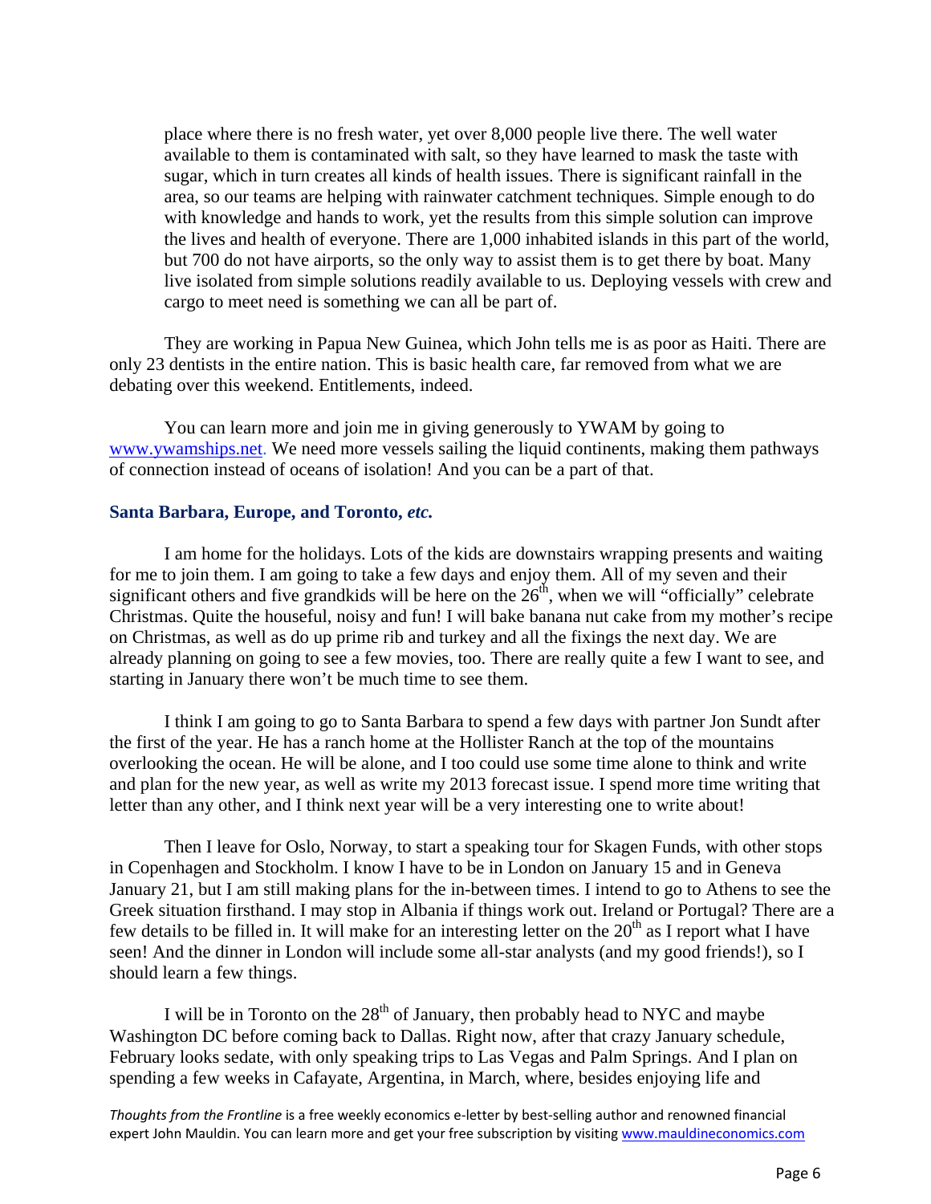place where there is no fresh water, yet over 8,000 people live there. The well water available to them is contaminated with salt, so they have learned to mask the taste with sugar, which in turn creates all kinds of health issues. There is significant rainfall in the area, so our teams are helping with rainwater catchment techniques. Simple enough to do with knowledge and hands to work, yet the results from this simple solution can improve the lives and health of everyone. There are 1,000 inhabited islands in this part of the world, but 700 do not have airports, so the only way to assist them is to get there by boat. Many live isolated from simple solutions readily available to us. Deploying vessels with crew and cargo to meet need is something we can all be part of.

They are working in Papua New Guinea, which John tells me is as poor as Haiti. There are only 23 dentists in the entire nation. This is basic health care, far removed from what we are debating over this weekend. Entitlements, indeed.

You can learn more and join me in giving generously to YWAM by going to www.ywamships.net. We need more vessels sailing the liquid continents, making them pathways of connection instead of oceans of isolation! And you can be a part of that.

### Santa Barbara, Europe, and Toronto, *etc.*

I am home for the holidays. Lots of the kids are downstairs wrapping presents and waiting for me to join them. I am going to take a few days and enjoy them. All of my seven and their significant others and five grandkids will be here on the 26th, when we will "officially" celebrate Christmas. Quite the houseful, noisy and fun! I will bake banana nut cake from my mother's recipe on Christmas, as well as do up prime rib and turkey and all the fixings the next day. We are already planning on going to see a few movies, too. There are really quite a few I want to see, and starting in January there won't be much time to see them.

I think I am going to go to Santa Barbara to spend a few days with partner Jon Sundt after the first of the year. He has a ranch home at the Hollister Ranch at the top of the mountains overlooking the ocean. He will be alone, and I too could use some time alone to think and write and plan for the new year, as well as write my 2013 forecast issue. I spend more time writing that letter than any other, and I think next year will be a very interesting one to write about!

Then I leave for Oslo, Norway, to start a speaking tour for Skagen Funds, with other stops in Copenhagen and Stockholm. I know I have to be in London on January 15 and in Geneva January 21, but I am still making plans for the in-between times. I intend to go to Athens to see the Greek situation firsthand. I may stop in Albania if things work out. Ireland or Portugal? There are a few details to be filled in. It will make for an interesting letter on the 20th as I report what I have seen! And the dinner in London will include some all-star analysts (and my good friends!), so I should learn a few things.

I will be in Toronto on the 28th of January, then probably head to NYC and maybe Washington DC before coming back to Dallas. Right now, after that crazy January schedule, February looks sedate, with only speaking trips to Las Vegas and Palm Springs. And I plan on spending a few weeks in Cafayate, Argentina, in March, where, besides enjoying life and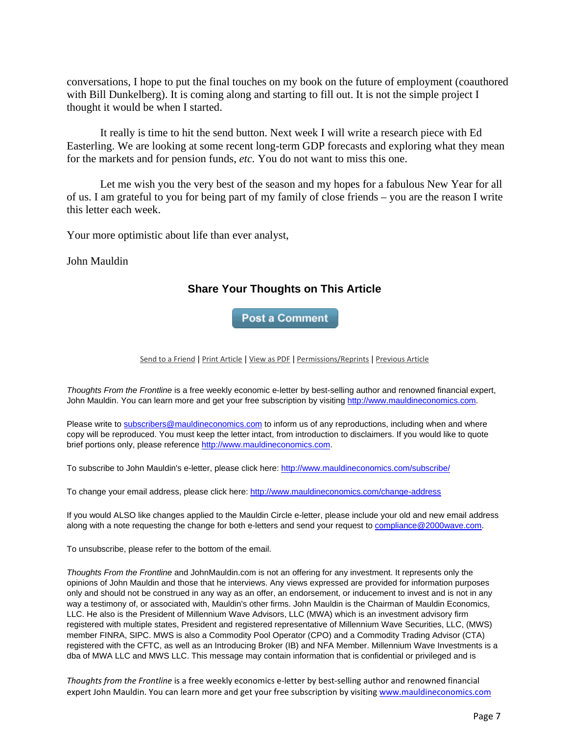conversations, I hope to put the final touches on my book on the future of employment (coauthored with Bill Dunkelberg). It is coming along and starting to fill out. It is not the simple project I thought it would be when I started.

It really is time to hit the send button. Next week I will write a research piece with Ed Easterling. We are looking at some recent long-term GDP forecasts and exploring what they mean for the markets and for pension funds, *etc.* You do not want to miss this one.

Let me wish you the very best of the season and my hopes for a fabulous New Year for all of us. I am grateful to you for being part of my family of close friends – you are the reason I write this letter each week.

Your more optimistic about life than ever analyst,

John Mauldin

### Share Your Thoughts on This Article

Post a Comment

Send to a Friend | Print Article | View as PDF | Permissions/Reprints | Previous Article

*Thoughts From the Frontline* is a free weekly economic e-letter by best-selling author and renowned financial expert, John Mauldin. You can learn more and get your free subscription by visiting http://www.mauldineconomics.com.

Please write to subscribers@mauldineconomics.com to inform us of any reproductions, including when and where copy will be reproduced. You must keep the letter intact, from introduction to disclaimers. If you would like to quote brief portions only, please reference http://www.mauldineconomics.com.

To subscribe to John Mauldin's e-letter, please click here: http://www.mauldineconomics.com/subscribe/

To change your email address, please click here: http://www.mauldineconomics.com/change-address

If you would ALSO like changes applied to the Mauldin Circle e-letter, please include your old and new email address along with a note requesting the change for both e-letters and send your request to compliance@2000wave.com.

To unsubscribe, please refer to the bottom of the email.

*Thoughts From the Frontline* and JohnMauldin.com is not an offering for any investment. It represents only the opinions of John Mauldin and those that he interviews. Any views expressed are provided for information purposes only and should not be construed in any way as an offer, an endorsement, or inducement to invest and is not in any way a testimony of, or associated with, Mauldin's other firms. John Mauldin is the Chairman of Mauldin Economics, LLC. He also is the President of Millennium Wave Advisors, LLC (MWA) which is an investment advisory firm registered with multiple states, President and registered representative of Millennium Wave Securities, LLC, (MWS) member FINRA, SIPC. MWS is also a Commodity Pool Operator (CPO) and a Commodity Trading Advisor (CTA) registered with the CFTC, as well as an Introducing Broker (IB) and NFA Member. Millennium Wave Investments is a dba of MWA LLC and MWS LLC. This message may contain information that is confidential or privileged and is

*Thoughts from the Frontline* is a free weekly economics e-letter by best-selling author and renowned financial expert John Mauldin. You can learn more and get your free subscription by visiting www.mauldineconomics.com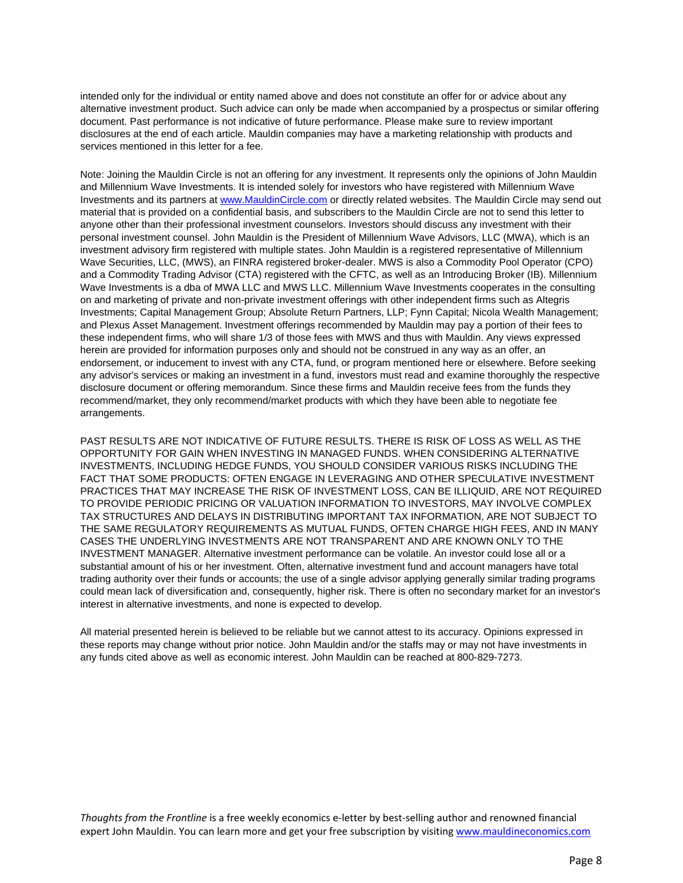intended only for the individual or entity named above and does not constitute an offer for or advice about any alternative investment product. Such advice can only be made when accompanied by a prospectus or similar offering document. Past performance is not indicative of future performance. Please make sure to review important disclosures at the end of each article. Mauldin companies may have a marketing relationship with products and services mentioned in this letter for a fee.

Note: Joining the Mauldin Circle is not an offering for any investment. It represents only the opinions of John Mauldin and Millennium Wave Investments. It is intended solely for investors who have registered with Millennium Wave Investments and its partners at [www.MauldinCircle.com](http://www.MauldinCircle.com) or directly related websites. The Mauldin Circle may send out material that is provided on a confidential basis, and subscribers to the Mauldin Circle are not to send this letter to anyone other than their professional investment counselors. Investors should discuss any investment with their personal investment counsel. John Mauldin is the President of Millennium Wave Advisors, LLC (MWA), which is an investment advisory firm registered with multiple states. John Mauldin is a registered representative of Millennium Wave Securities, LLC, (MWS), an FINRA registered broker-dealer. MWS is also a Commodity Pool Operator (CPO) and a Commodity Trading Advisor (CTA) registered with the CFTC, as well as an Introducing Broker (IB). Millennium Wave Investments is a dba of MWA LLC and MWS LLC. Millennium Wave Investments cooperates in the consulting on and marketing of private and non-private investment offerings with other independent firms such as Altegris Investments; Capital Management Group; Absolute Return Partners, LLP; Fynn Capital; Nicola Wealth Management; and Plexus Asset Management. Investment offerings recommended by Mauldin may pay a portion of their fees to these independent firms, who will share 1/3 of those fees with MWS and thus with Mauldin. Any views expressed herein are provided for information purposes only and should not be construed in any way as an offer, an endorsement, or inducement to invest with any CTA, fund, or program mentioned here or elsewhere. Before seeking any advisor's services or making an investment in a fund, investors must read and examine thoroughly the respective disclosure document or offering memorandum. Since these firms and Mauldin receive fees from the funds they recommend/market, they only recommend/market products with which they have been able to negotiate fee arrangements.

PAST RESULTS ARE NOT INDICATIVE OF FUTURE RESULTS. THERE IS RISK OF LOSS AS WELL AS THE OPPORTUNITY FOR GAIN WHEN INVESTING IN MANAGED FUNDS. WHEN CONSIDERING ALTERNATIVE INVESTMENTS, INCLUDING HEDGE FUNDS, YOU SHOULD CONSIDER VARIOUS RISKS INCLUDING THE FACT THAT SOME PRODUCTS: OFTEN ENGAGE IN LEVERAGING AND OTHER SPECULATIVE INVESTMENT PRACTICES THAT MAY INCREASE THE RISK OF INVESTMENT LOSS, CAN BE ILLIQUID, ARE NOT REQUIRED TO PROVIDE PERIODIC PRICING OR VALUATION INFORMATION TO INVESTORS, MAY INVOLVE COMPLEX TAX STRUCTURES AND DELAYS IN DISTRIBUTING IMPORTANT TAX INFORMATION, ARE NOT SUBJECT TO THE SAME REGULATORY REQUIREMENTS AS MUTUAL FUNDS, OFTEN CHARGE HIGH FEES, AND IN MANY CASES THE UNDERLYING INVESTMENTS ARE NOT TRANSPARENT AND ARE KNOWN ONLY TO THE INVESTMENT MANAGER. Alternative investment performance can be volatile. An investor could lose all or a substantial amount of his or her investment. Often, alternative investment fund and account managers have total trading authority over their funds or accounts; the use of a single advisor applying generally similar trading programs could mean lack of diversification and, consequently, higher risk. There is often no secondary market for an investor's interest in alternative investments, and none is expected to develop.

All material presented herein is believed to be reliable but we cannot attest to its accuracy. Opinions expressed in these reports may change without prior notice. John Mauldin and/or the staffs may or may not have investments in any funds cited above as well as economic interest. John Mauldin can be reached at 800-829-7273.